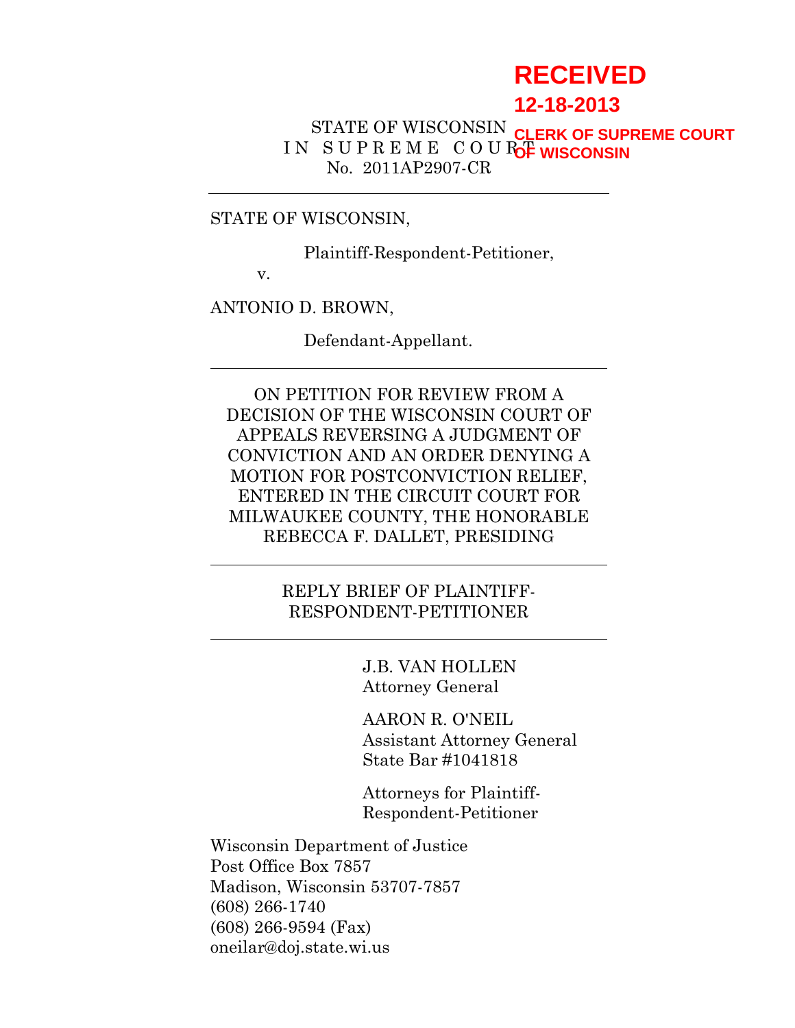RECEIVED
12-18-2013
CLERK OF SUPREME COURT
OF WISCONSIN

STATE OF WISCONSIN
IN SUPREME COURT
No. 2011AP2907-CR

---

STATE OF WISCONSIN,

Plaintiff-Respondent-Petitioner,

v.

ANTONIO D. BROWN,

Defendant-Appellant.

---

ON PETITION FOR REVIEW FROM A DECISION OF THE WISCONSIN COURT OF APPEALS REVERSING A JUDGMENT OF CONVICTION AND AN ORDER DENYING A MOTION FOR POSTCONVICTION RELIEF, ENTERED IN THE CIRCUIT COURT FOR MILWAUKEE COUNTY, THE HONORABLE REBECCA F. DALLET, PRESIDING

---

REPLY BRIEF OF PLAINTIFF-RESPONDENT-PETITIONER

---

J.B. VAN HOLLEN
Attorney General

AARON R. O'NEIL
Assistant Attorney General
State Bar #1041818

Attorneys for Plaintiff-Respondent-Petitioner

Wisconsin Department of Justice
Post Office Box 7857
Madison, Wisconsin 53707-7857
(608) 266-1740
(608) 266-9594 (Fax)
oneilar@doj.state.wi.us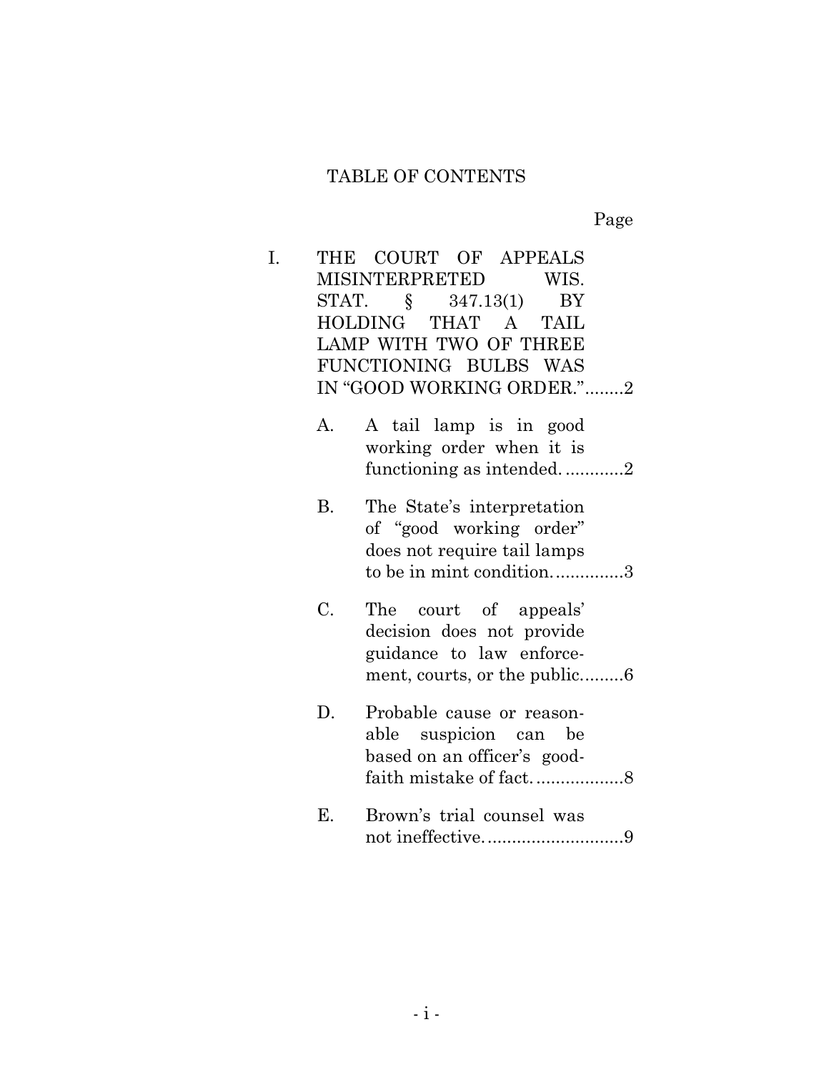# TABLE OF CONTENTS

Page

I. THE COURT OF APPEALS MISINTERPRETED WIS. STAT. § 347.13(1) BY HOLDING THAT A TAIL LAMP WITH TWO OF THREE FUNCTIONING BULBS WAS IN "GOOD WORKING ORDER." ........2

  A. A tail lamp is in good working order when it is functioning as intended. ............2

  B. The State's interpretation of "good working order" does not require tail lamps to be in mint condition. ..............3

  C. The court of appeals' decision does not provide guidance to law enforcement, courts, or the public.........6

  D. Probable cause or reasonable suspicion can be based on an officer's good-faith mistake of fact. ..................8

  E. Brown's trial counsel was not ineffective. ............................9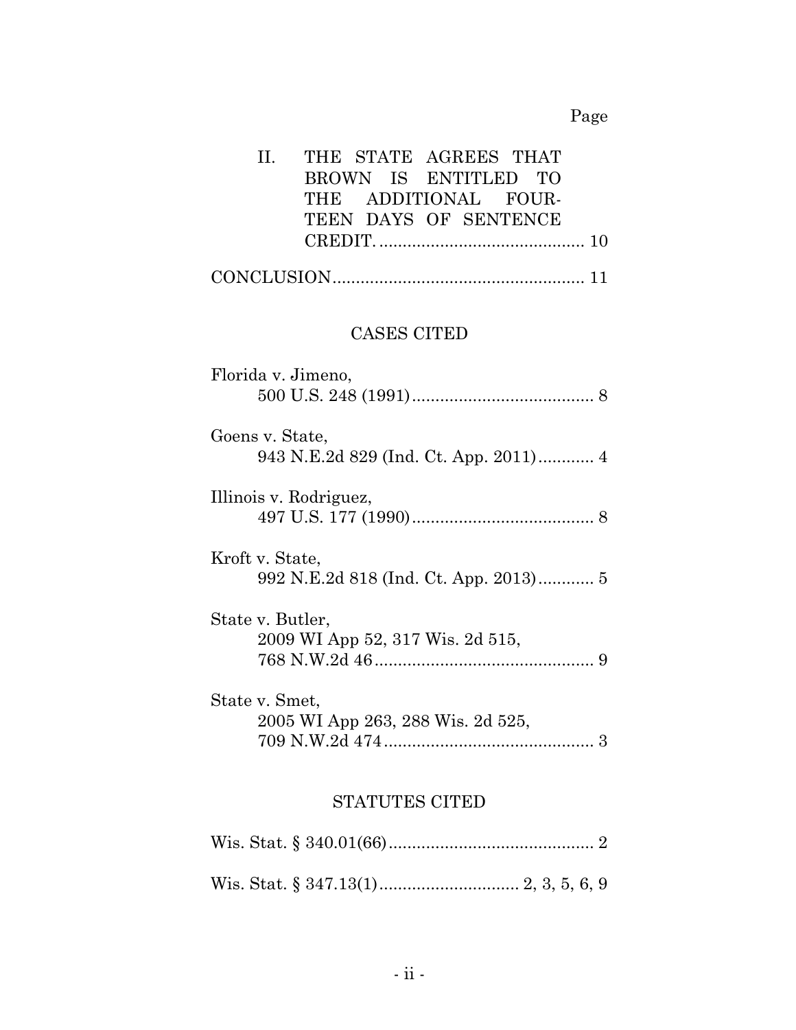Page

II. THE STATE AGREES THAT BROWN IS ENTITLED TO THE ADDITIONAL FOURTEEN DAYS OF SENTENCE CREDIT. ........................................... 10

CONCLUSION..................................................... 11

## CASES CITED

Florida v. Jimeno,
500 U.S. 248 (1991)...................................... 8

Goens v. State,
943 N.E.2d 829 (Ind. Ct. App. 2011)............ 4

Illinois v. Rodriguez,
497 U.S. 177 (1990)...................................... 8

Kroft v. State,
992 N.E.2d 818 (Ind. Ct. App. 2013)............ 5

State v. Butler,
2009 WI App 52, 317 Wis. 2d 515,
768 N.W.2d 46.............................................. 9

State v. Smet,
2005 WI App 263, 288 Wis. 2d 525,
709 N.W.2d 474............................................ 3

## STATUTES CITED

Wis. Stat. § 340.01(66)............................................ 2

Wis. Stat. § 347.13(1).............................. 2, 3, 5, 6, 9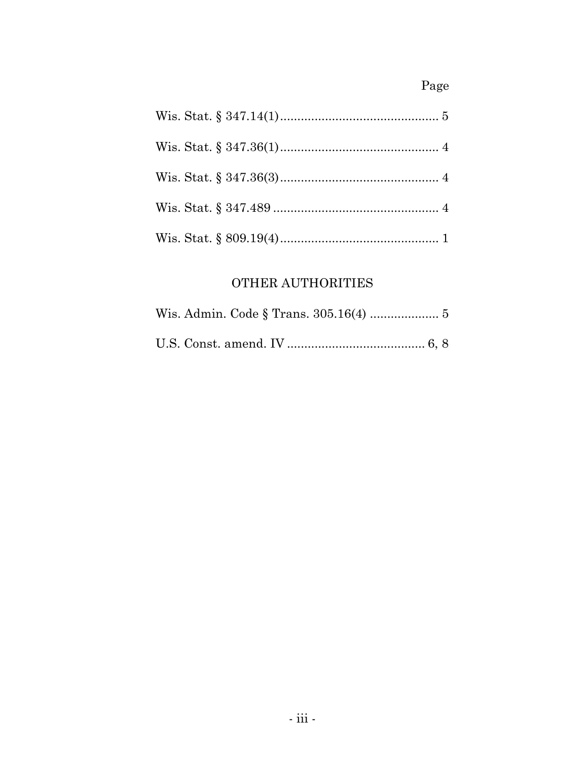Page

Wis. Stat. § 347.14(1) .............................................. 5

Wis. Stat. § 347.36(1) .............................................. 4

Wis. Stat. § 347.36(3) .............................................. 4

Wis. Stat. § 347.489 ................................................ 4

Wis. Stat. § 809.19(4) .............................................. 1

## OTHER AUTHORITIES

Wis. Admin. Code § Trans. 305.16(4) .................... 5

U.S. Const. amend. IV ........................................ 6, 8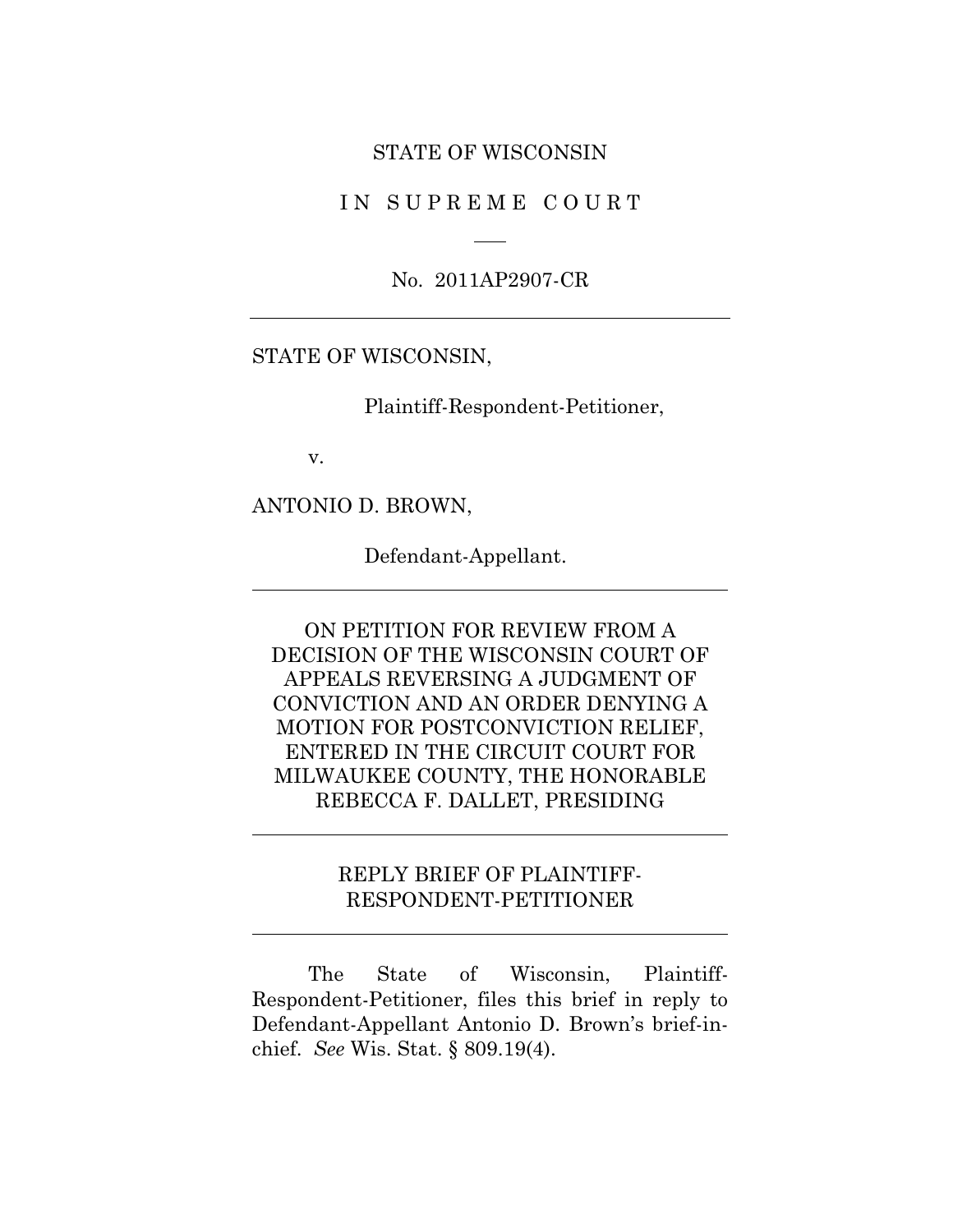STATE OF WISCONSIN

IN SUPREME COURT

No. 2011AP2907-CR

---

STATE OF WISCONSIN,

Plaintiff-Respondent-Petitioner,

v.

ANTONIO D. BROWN,

Defendant-Appellant.

---

ON PETITION FOR REVIEW FROM A DECISION OF THE WISCONSIN COURT OF APPEALS REVERSING A JUDGMENT OF CONVICTION AND AN ORDER DENYING A MOTION FOR POSTCONVICTION RELIEF, ENTERED IN THE CIRCUIT COURT FOR MILWAUKEE COUNTY, THE HONORABLE REBECCA F. DALLET, PRESIDING

---

REPLY BRIEF OF PLAINTIFF-RESPONDENT-PETITIONER

---

The State of Wisconsin, Plaintiff-Respondent-Petitioner, files this brief in reply to Defendant-Appellant Antonio D. Brown's brief-in-chief. *See* Wis. Stat. § 809.19(4).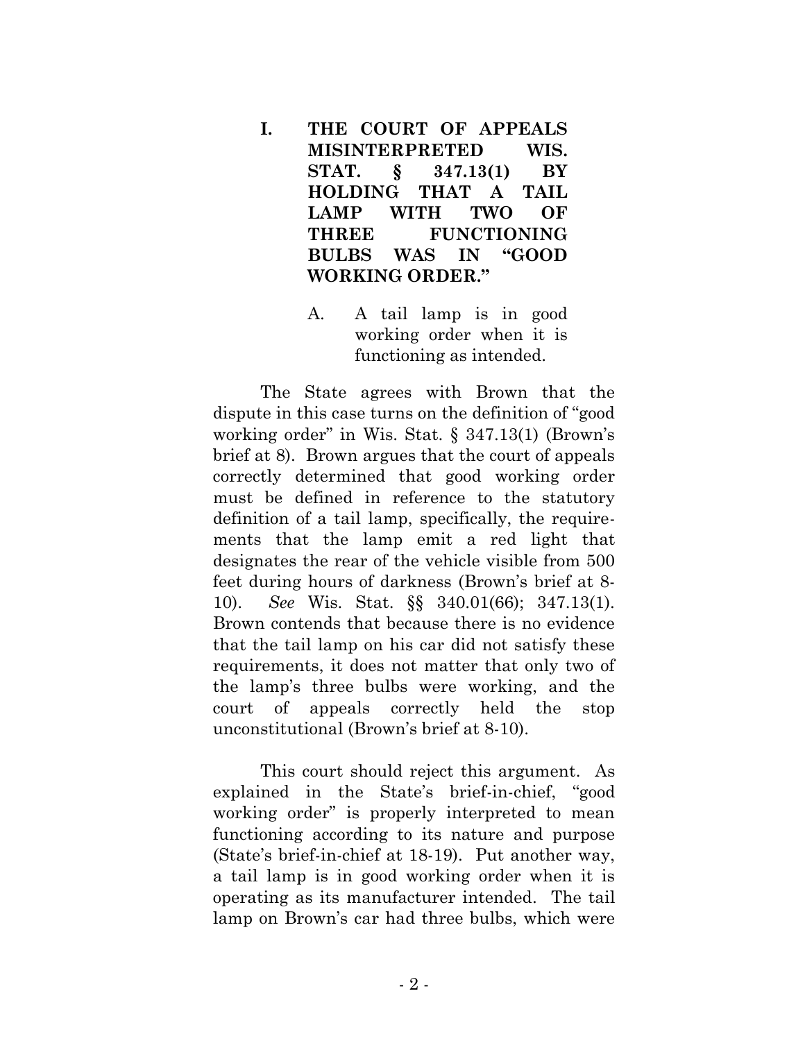## I. THE COURT OF APPEALS MISINTERPRETED WIS. STAT. § 347.13(1) BY HOLDING THAT A TAIL LAMP WITH TWO OF THREE FUNCTIONING BULBS WAS IN "GOOD WORKING ORDER."

### A. A tail lamp is in good working order when it is functioning as intended.

The State agrees with Brown that the dispute in this case turns on the definition of "good working order" in Wis. Stat. § 347.13(1) (Brown's brief at 8). Brown argues that the court of appeals correctly determined that good working order must be defined in reference to the statutory definition of a tail lamp, specifically, the requirements that the lamp emit a red light that designates the rear of the vehicle visible from 500 feet during hours of darkness (Brown's brief at 8-10). *See* Wis. Stat. §§ 340.01(66); 347.13(1). Brown contends that because there is no evidence that the tail lamp on his car did not satisfy these requirements, it does not matter that only two of the lamp's three bulbs were working, and the court of appeals correctly held the stop unconstitutional (Brown's brief at 8-10).

This court should reject this argument. As explained in the State's brief-in-chief, "good working order" is properly interpreted to mean functioning according to its nature and purpose (State's brief-in-chief at 18-19). Put another way, a tail lamp is in good working order when it is operating as its manufacturer intended. The tail lamp on Brown's car had three bulbs, which were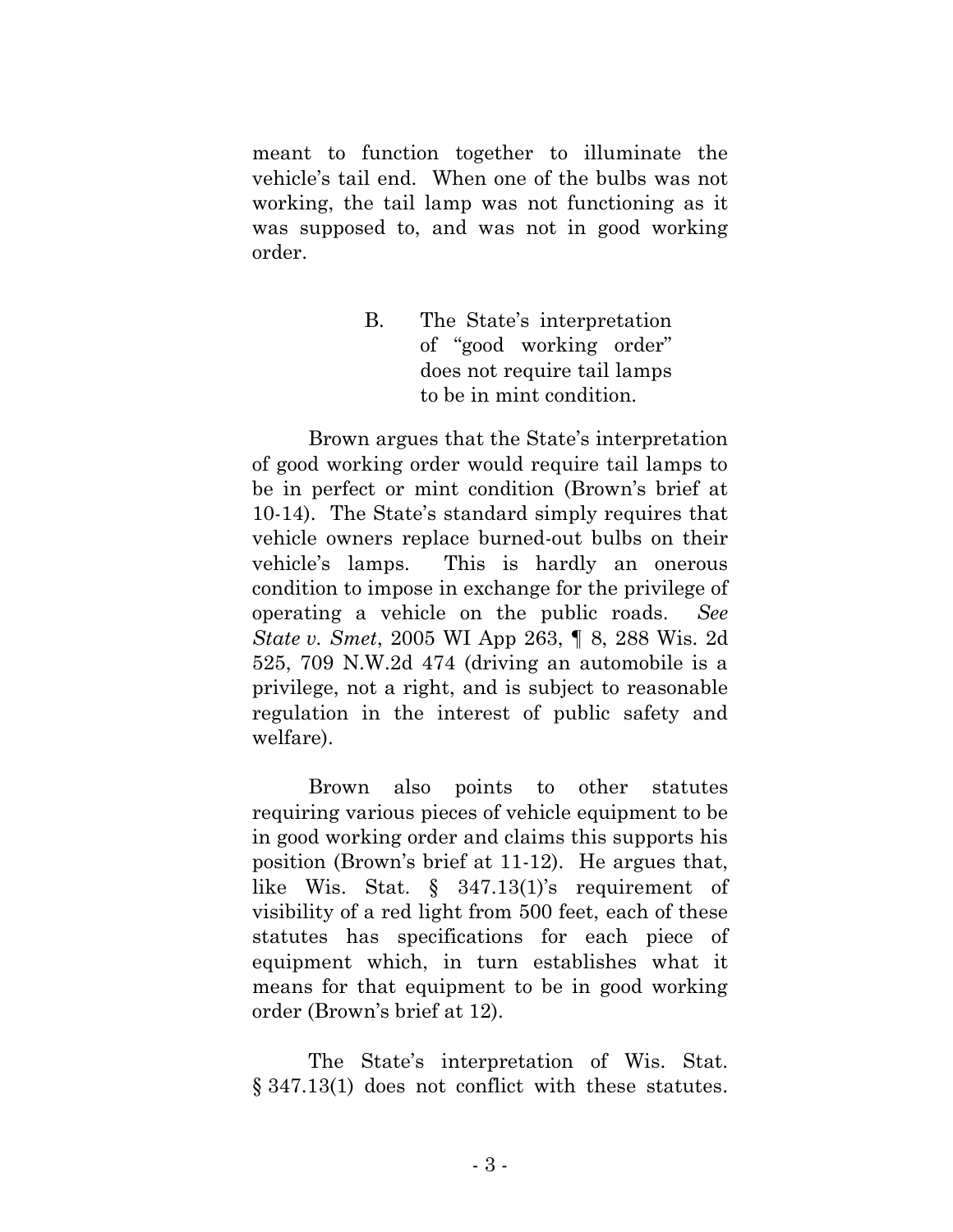meant to function together to illuminate the vehicle's tail end. When one of the bulbs was not working, the tail lamp was not functioning as it was supposed to, and was not in good working order.

### B. The State's interpretation of "good working order" does not require tail lamps to be in mint condition.

Brown argues that the State's interpretation of good working order would require tail lamps to be in perfect or mint condition (Brown's brief at 10-14). The State's standard simply requires that vehicle owners replace burned-out bulbs on their vehicle's lamps. This is hardly an onerous condition to impose in exchange for the privilege of operating a vehicle on the public roads. *See State v. Smet*, 2005 WI App 263, ¶ 8, 288 Wis. 2d 525, 709 N.W.2d 474 (driving an automobile is a privilege, not a right, and is subject to reasonable regulation in the interest of public safety and welfare).

Brown also points to other statutes requiring various pieces of vehicle equipment to be in good working order and claims this supports his position (Brown's brief at 11-12). He argues that, like Wis. Stat. § 347.13(1)'s requirement of visibility of a red light from 500 feet, each of these statutes has specifications for each piece of equipment which, in turn establishes what it means for that equipment to be in good working order (Brown's brief at 12).

The State's interpretation of Wis. Stat. § 347.13(1) does not conflict with these statutes.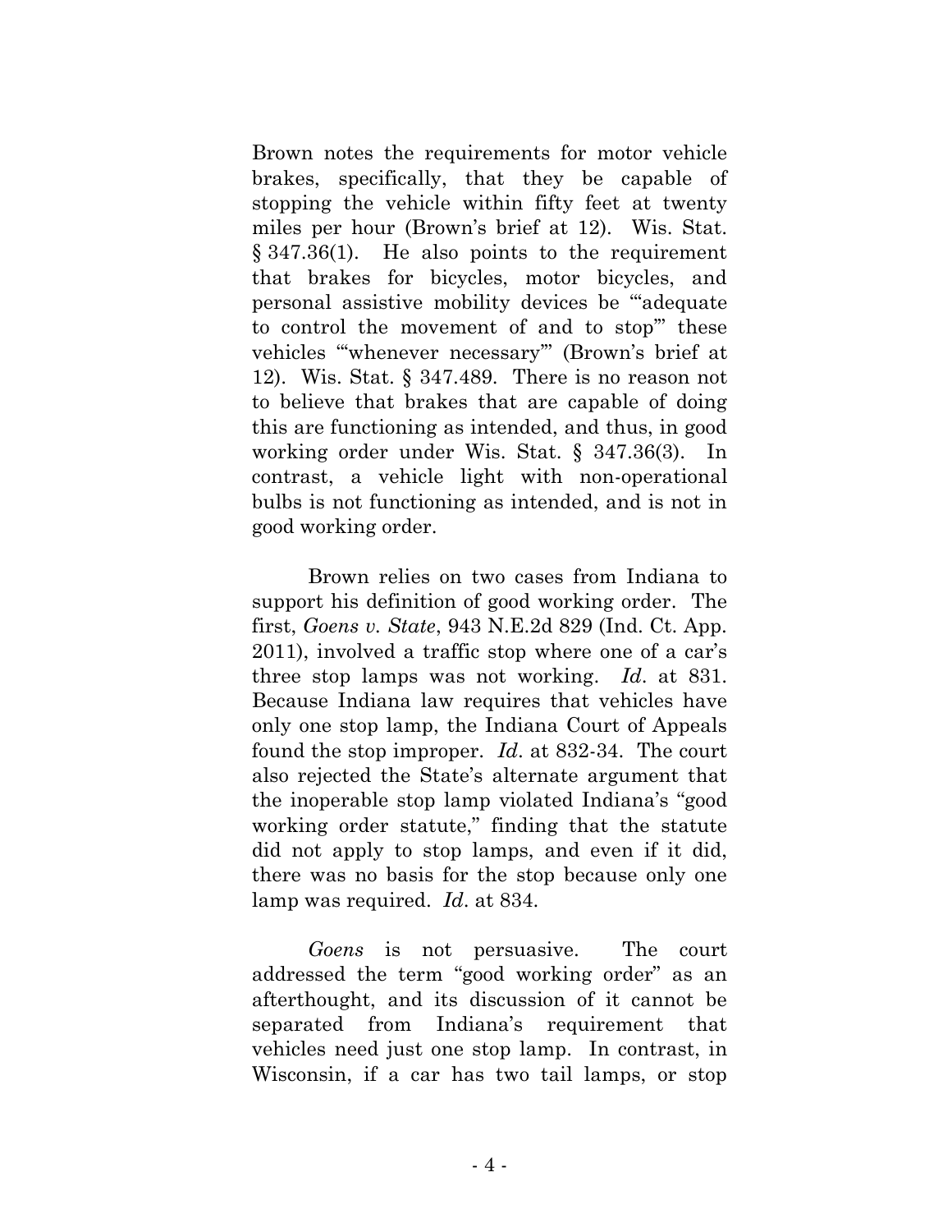Brown notes the requirements for motor vehicle brakes, specifically, that they be capable of stopping the vehicle within fifty feet at twenty miles per hour (Brown's brief at 12). Wis. Stat. § 347.36(1). He also points to the requirement that brakes for bicycles, motor bicycles, and personal assistive mobility devices be "'adequate to control the movement of and to stop'" these vehicles "'whenever necessary'" (Brown's brief at 12). Wis. Stat. § 347.489. There is no reason not to believe that brakes that are capable of doing this are functioning as intended, and thus, in good working order under Wis. Stat. § 347.36(3). In contrast, a vehicle light with non-operational bulbs is not functioning as intended, and is not in good working order.

Brown relies on two cases from Indiana to support his definition of good working order. The first, *Goens v. State*, 943 N.E.2d 829 (Ind. Ct. App. 2011), involved a traffic stop where one of a car's three stop lamps was not working. *Id*. at 831. Because Indiana law requires that vehicles have only one stop lamp, the Indiana Court of Appeals found the stop improper. *Id*. at 832-34. The court also rejected the State's alternate argument that the inoperable stop lamp violated Indiana's "good working order statute," finding that the statute did not apply to stop lamps, and even if it did, there was no basis for the stop because only one lamp was required. *Id*. at 834.

*Goens* is not persuasive. The court addressed the term "good working order" as an afterthought, and its discussion of it cannot be separated from Indiana's requirement that vehicles need just one stop lamp. In contrast, in Wisconsin, if a car has two tail lamps, or stop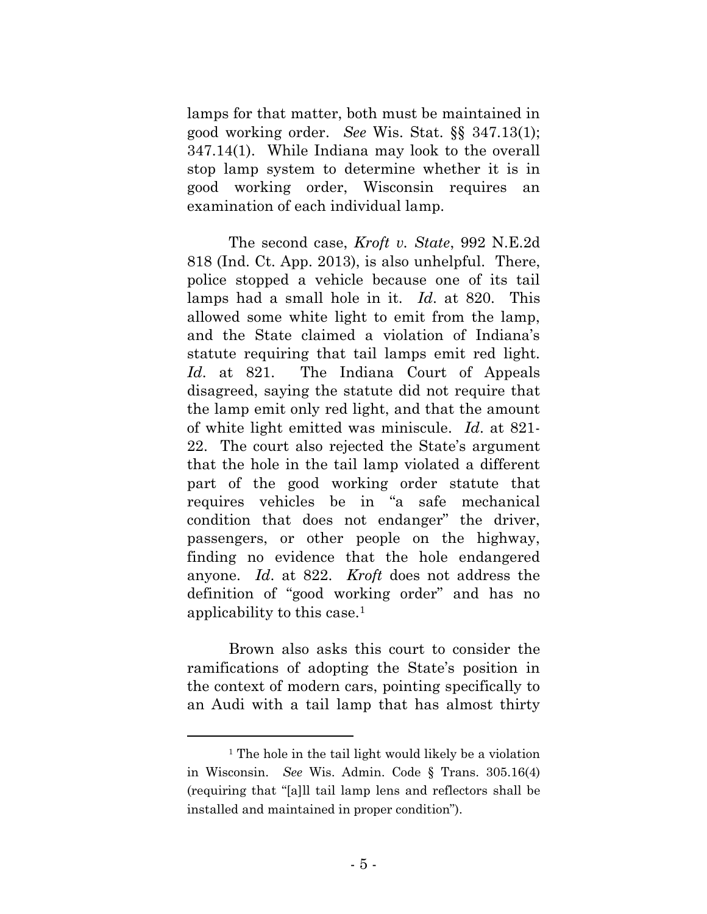lamps for that matter, both must be maintained in good working order. *See* Wis. Stat. §§ 347.13(1); 347.14(1). While Indiana may look to the overall stop lamp system to determine whether it is in good working order, Wisconsin requires an examination of each individual lamp.

The second case, *Kroft v. State*, 992 N.E.2d 818 (Ind. Ct. App. 2013), is also unhelpful. There, police stopped a vehicle because one of its tail lamps had a small hole in it. *Id*. at 820. This allowed some white light to emit from the lamp, and the State claimed a violation of Indiana's statute requiring that tail lamps emit red light. *Id*. at 821. The Indiana Court of Appeals disagreed, saying the statute did not require that the lamp emit only red light, and that the amount of white light emitted was miniscule. *Id*. at 821-22. The court also rejected the State's argument that the hole in the tail lamp violated a different part of the good working order statute that requires vehicles be in "a safe mechanical condition that does not endanger" the driver, passengers, or other people on the highway, finding no evidence that the hole endangered anyone. *Id*. at 822. *Kroft* does not address the definition of "good working order" and has no applicability to this case.[1]

Brown also asks this court to consider the ramifications of adopting the State's position in the context of modern cars, pointing specifically to an Audi with a tail lamp that has almost thirty

---

[1] The hole in the tail light would likely be a violation in Wisconsin. *See* Wis. Admin. Code § Trans. 305.16(4) (requiring that "[a]ll tail lamp lens and reflectors shall be installed and maintained in proper condition").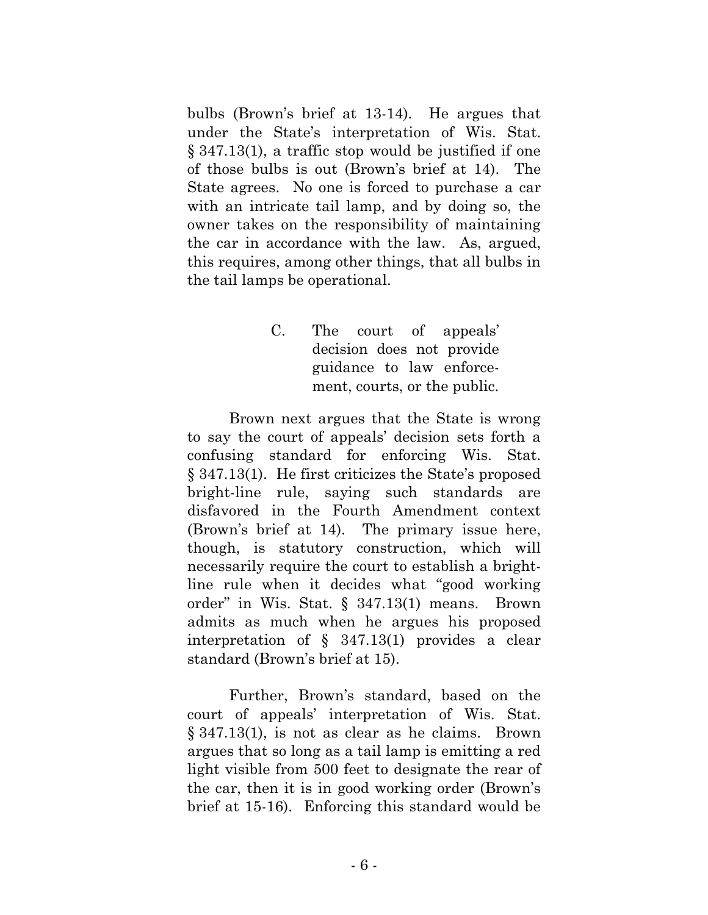bulbs (Brown's brief at 13-14). He argues that under the State's interpretation of Wis. Stat. § 347.13(1), a traffic stop would be justified if one of those bulbs is out (Brown's brief at 14). The State agrees. No one is forced to purchase a car with an intricate tail lamp, and by doing so, the owner takes on the responsibility of maintaining the car in accordance with the law. As, argued, this requires, among other things, that all bulbs in the tail lamps be operational.

### C. The court of appeals' decision does not provide guidance to law enforcement, courts, or the public.

Brown next argues that the State is wrong to say the court of appeals' decision sets forth a confusing standard for enforcing Wis. Stat. § 347.13(1). He first criticizes the State's proposed bright-line rule, saying such standards are disfavored in the Fourth Amendment context (Brown's brief at 14). The primary issue here, though, is statutory construction, which will necessarily require the court to establish a bright-line rule when it decides what "good working order" in Wis. Stat. § 347.13(1) means. Brown admits as much when he argues his proposed interpretation of § 347.13(1) provides a clear standard (Brown's brief at 15).

Further, Brown's standard, based on the court of appeals' interpretation of Wis. Stat. § 347.13(1), is not as clear as he claims. Brown argues that so long as a tail lamp is emitting a red light visible from 500 feet to designate the rear of the car, then it is in good working order (Brown's brief at 15-16). Enforcing this standard would be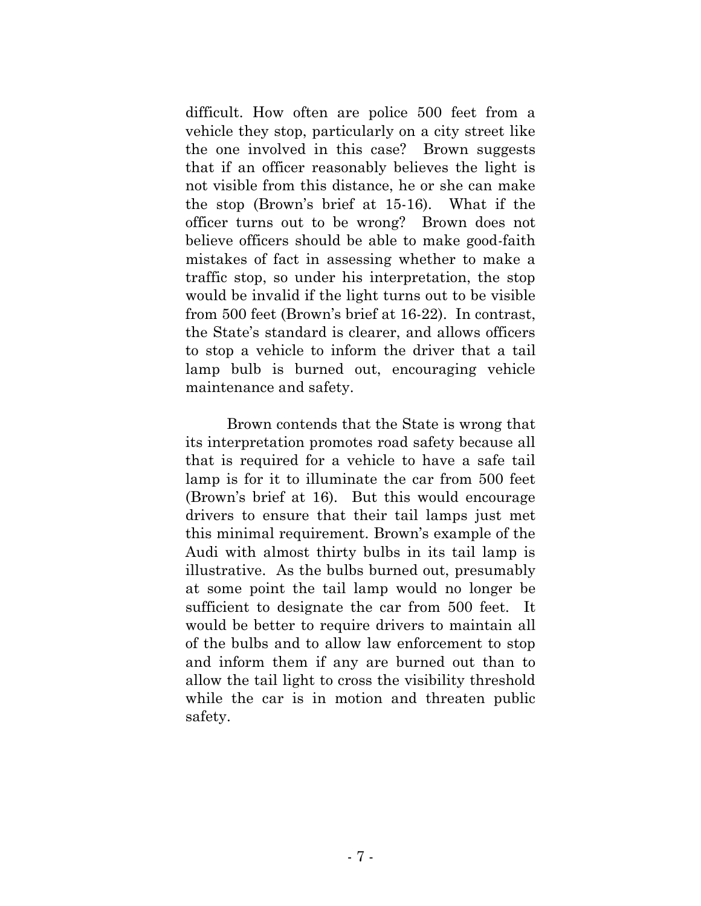difficult. How often are police 500 feet from a vehicle they stop, particularly on a city street like the one involved in this case? Brown suggests that if an officer reasonably believes the light is not visible from this distance, he or she can make the stop (Brown's brief at 15-16). What if the officer turns out to be wrong? Brown does not believe officers should be able to make good-faith mistakes of fact in assessing whether to make a traffic stop, so under his interpretation, the stop would be invalid if the light turns out to be visible from 500 feet (Brown's brief at 16-22). In contrast, the State's standard is clearer, and allows officers to stop a vehicle to inform the driver that a tail lamp bulb is burned out, encouraging vehicle maintenance and safety.

Brown contends that the State is wrong that its interpretation promotes road safety because all that is required for a vehicle to have a safe tail lamp is for it to illuminate the car from 500 feet (Brown's brief at 16). But this would encourage drivers to ensure that their tail lamps just met this minimal requirement. Brown's example of the Audi with almost thirty bulbs in its tail lamp is illustrative. As the bulbs burned out, presumably at some point the tail lamp would no longer be sufficient to designate the car from 500 feet. It would be better to require drivers to maintain all of the bulbs and to allow law enforcement to stop and inform them if any are burned out than to allow the tail light to cross the visibility threshold while the car is in motion and threaten public safety.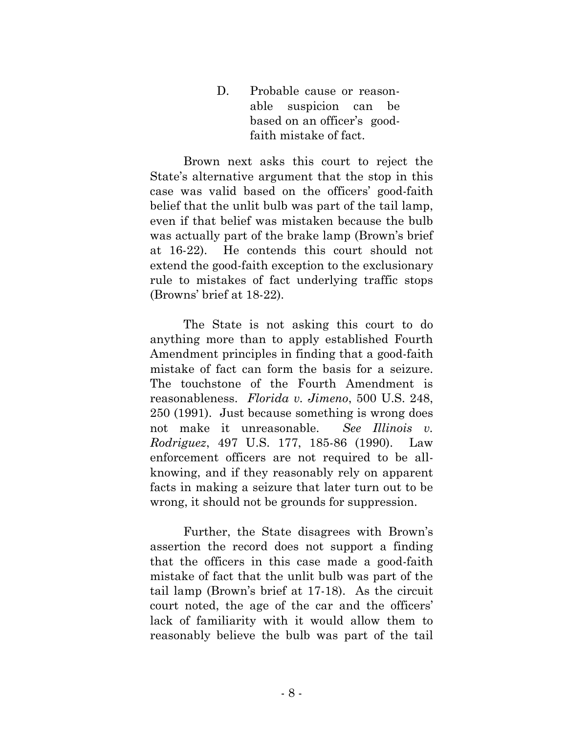### D. Probable cause or reasonable suspicion can be based on an officer's good-faith mistake of fact.

Brown next asks this court to reject the State's alternative argument that the stop in this case was valid based on the officers' good-faith belief that the unlit bulb was part of the tail lamp, even if that belief was mistaken because the bulb was actually part of the brake lamp (Brown's brief at 16-22). He contends this court should not extend the good-faith exception to the exclusionary rule to mistakes of fact underlying traffic stops (Browns' brief at 18-22).

The State is not asking this court to do anything more than to apply established Fourth Amendment principles in finding that a good-faith mistake of fact can form the basis for a seizure. The touchstone of the Fourth Amendment is reasonableness. *Florida v. Jimeno*, 500 U.S. 248, 250 (1991). Just because something is wrong does not make it unreasonable. *See Illinois v. Rodriguez*, 497 U.S. 177, 185-86 (1990). Law enforcement officers are not required to be all-knowing, and if they reasonably rely on apparent facts in making a seizure that later turn out to be wrong, it should not be grounds for suppression.

Further, the State disagrees with Brown's assertion the record does not support a finding that the officers in this case made a good-faith mistake of fact that the unlit bulb was part of the tail lamp (Brown's brief at 17-18). As the circuit court noted, the age of the car and the officers' lack of familiarity with it would allow them to reasonably believe the bulb was part of the tail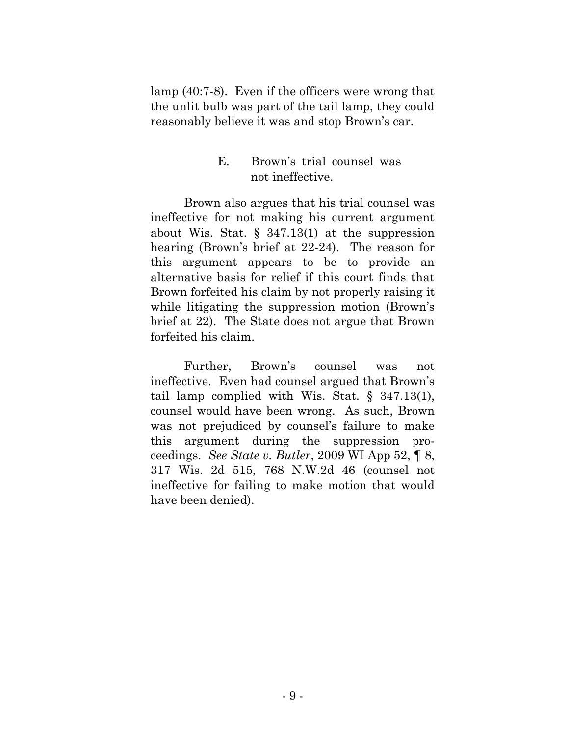lamp (40:7-8). Even if the officers were wrong that the unlit bulb was part of the tail lamp, they could reasonably believe it was and stop Brown's car.

### E. Brown's trial counsel was not ineffective.

Brown also argues that his trial counsel was ineffective for not making his current argument about Wis. Stat. § 347.13(1) at the suppression hearing (Brown's brief at 22-24). The reason for this argument appears to be to provide an alternative basis for relief if this court finds that Brown forfeited his claim by not properly raising it while litigating the suppression motion (Brown's brief at 22). The State does not argue that Brown forfeited his claim.

Further, Brown's counsel was not ineffective. Even had counsel argued that Brown's tail lamp complied with Wis. Stat. § 347.13(1), counsel would have been wrong. As such, Brown was not prejudiced by counsel's failure to make this argument during the suppression proceedings. *See State v. Butler*, 2009 WI App 52, ¶ 8, 317 Wis. 2d 515, 768 N.W.2d 46 (counsel not ineffective for failing to make motion that would have been denied).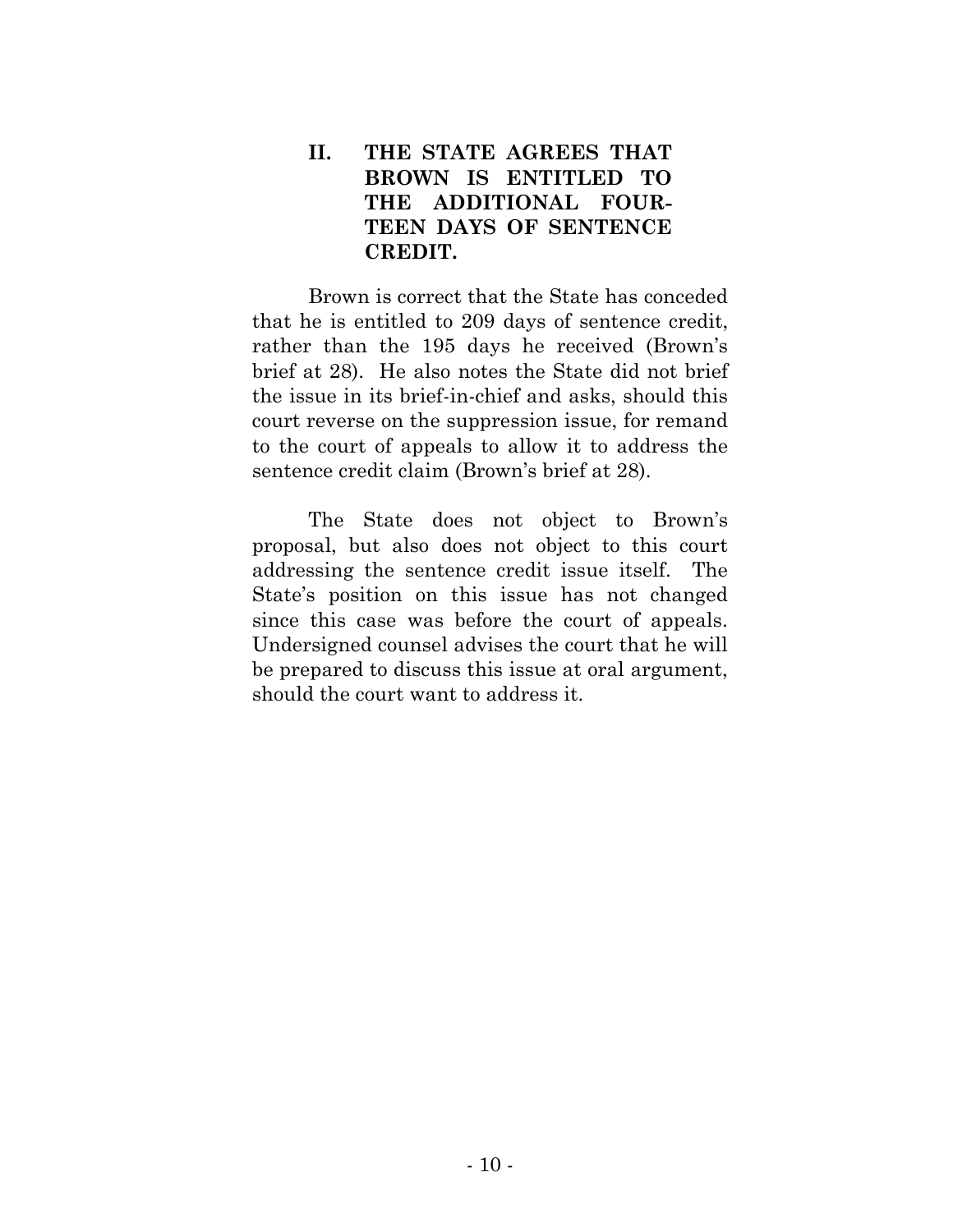## II. THE STATE AGREES THAT BROWN IS ENTITLED TO THE ADDITIONAL FOURTEEN DAYS OF SENTENCE CREDIT.

Brown is correct that the State has conceded that he is entitled to 209 days of sentence credit, rather than the 195 days he received (Brown's brief at 28). He also notes the State did not brief the issue in its brief-in-chief and asks, should this court reverse on the suppression issue, for remand to the court of appeals to allow it to address the sentence credit claim (Brown's brief at 28).

The State does not object to Brown's proposal, but also does not object to this court addressing the sentence credit issue itself. The State's position on this issue has not changed since this case was before the court of appeals. Undersigned counsel advises the court that he will be prepared to discuss this issue at oral argument, should the court want to address it.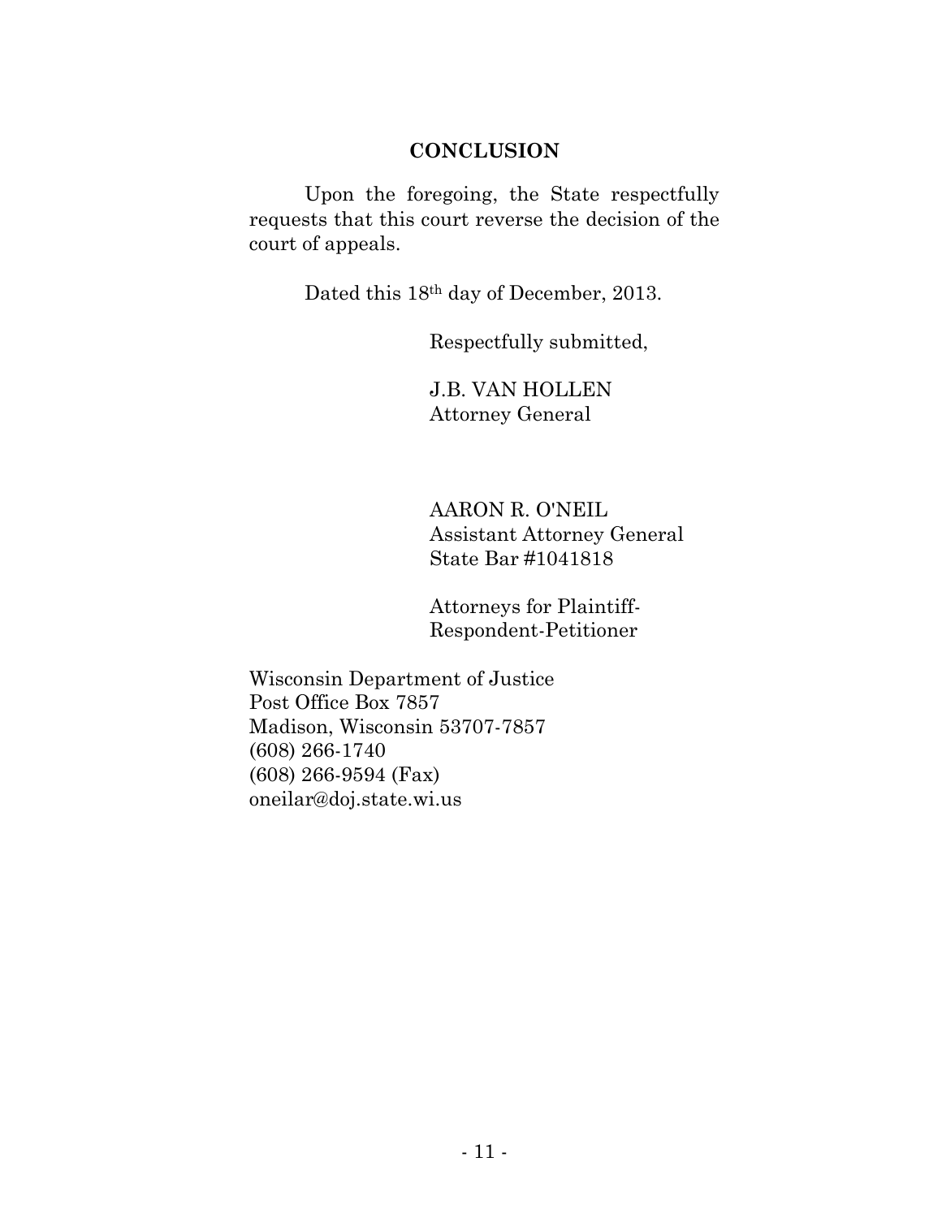## CONCLUSION

Upon the foregoing, the State respectfully requests that this court reverse the decision of the court of appeals.

Dated this 18th day of December, 2013.

Respectfully submitted,

J.B. VAN HOLLEN
Attorney General

AARON R. O'NEIL
Assistant Attorney General
State Bar #1041818

Attorneys for Plaintiff-Respondent-Petitioner

Wisconsin Department of Justice
Post Office Box 7857
Madison, Wisconsin 53707-7857
(608) 266-1740
(608) 266-9594 (Fax)
oneilar@doj.state.wi.us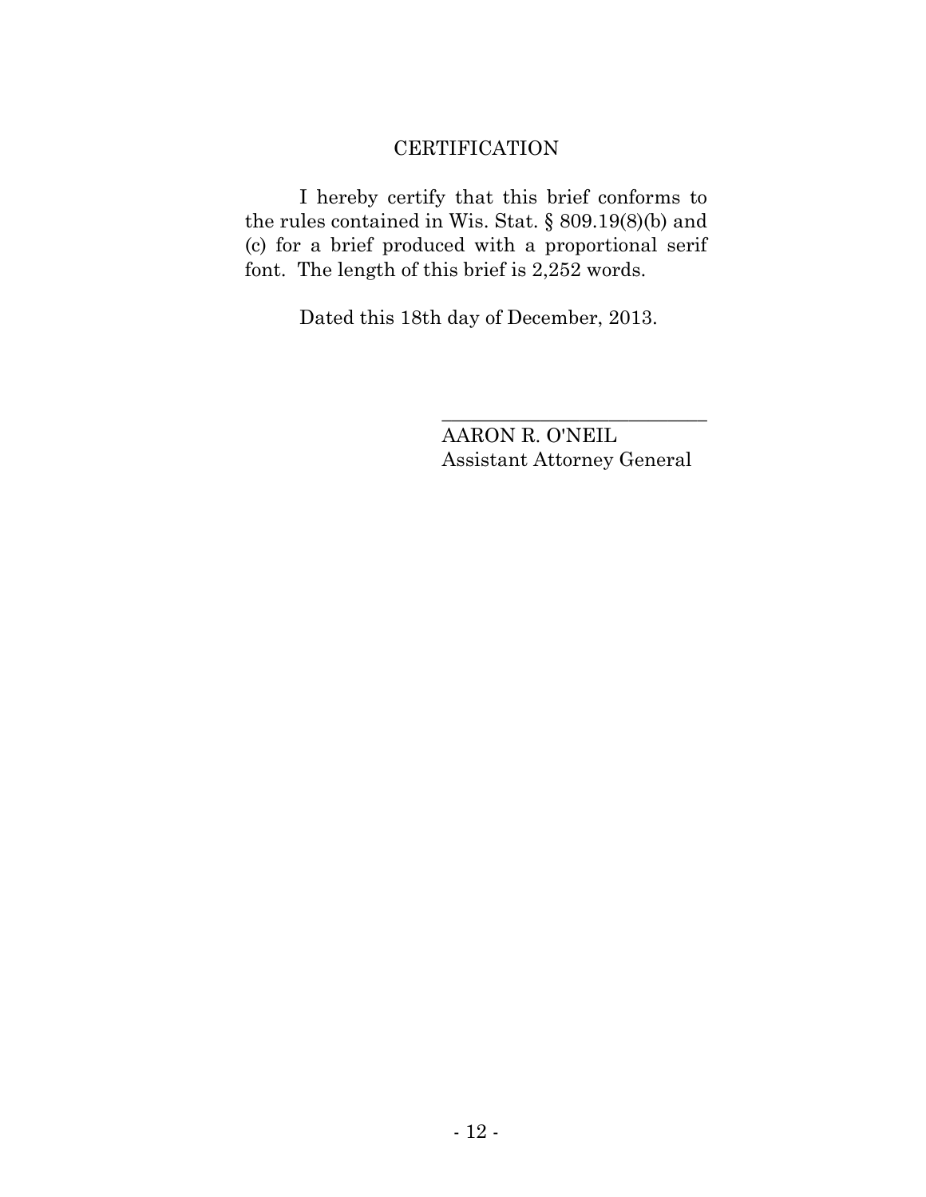## CERTIFICATION

I hereby certify that this brief conforms to the rules contained in Wis. Stat. § 809.19(8)(b) and (c) for a brief produced with a proportional serif font. The length of this brief is 2,252 words.

Dated this 18th day of December, 2013.

\_\_\_\_\_\_\_\_\_\_\_\_\_\_\_\_\_\_\_\_\_\_\_\_\_\_\_\_

AARON R. O'NEIL
Assistant Attorney General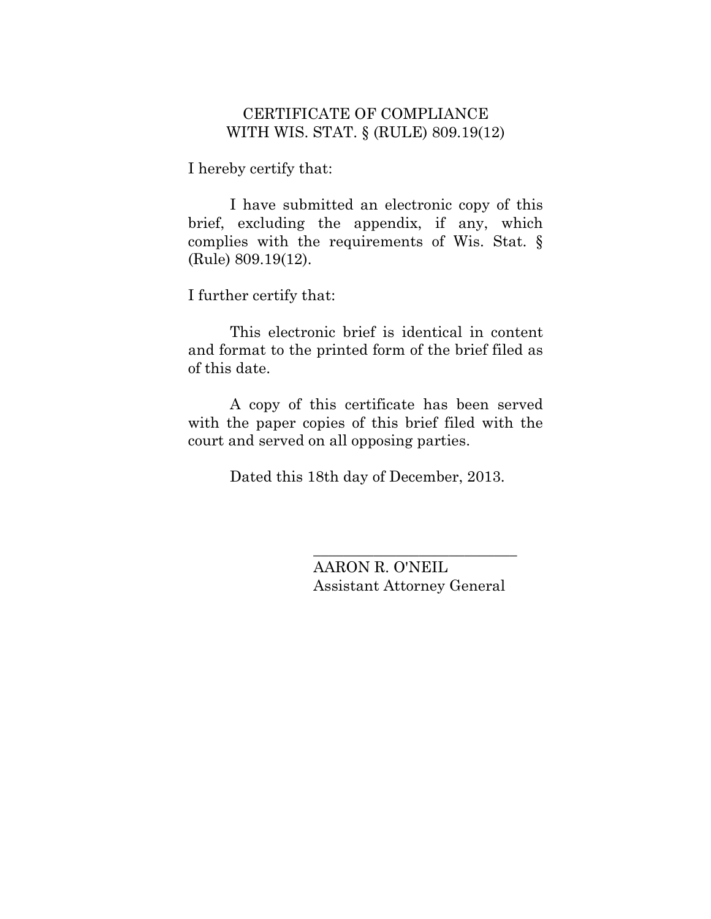# CERTIFICATE OF COMPLIANCE WITH WIS. STAT. § (RULE) 809.19(12)

I hereby certify that:

I have submitted an electronic copy of this brief, excluding the appendix, if any, which complies with the requirements of Wis. Stat. § (Rule) 809.19(12).

I further certify that:

This electronic brief is identical in content and format to the printed form of the brief filed as of this date.

A copy of this certificate has been served with the paper copies of this brief filed with the court and served on all opposing parties.

Dated this 18th day of December, 2013.

\_\_\_\_\_\_\_\_\_\_\_\_\_\_\_\_\_\_\_\_\_\_\_\_\_\_\_\_

AARON R. O'NEIL
Assistant Attorney General